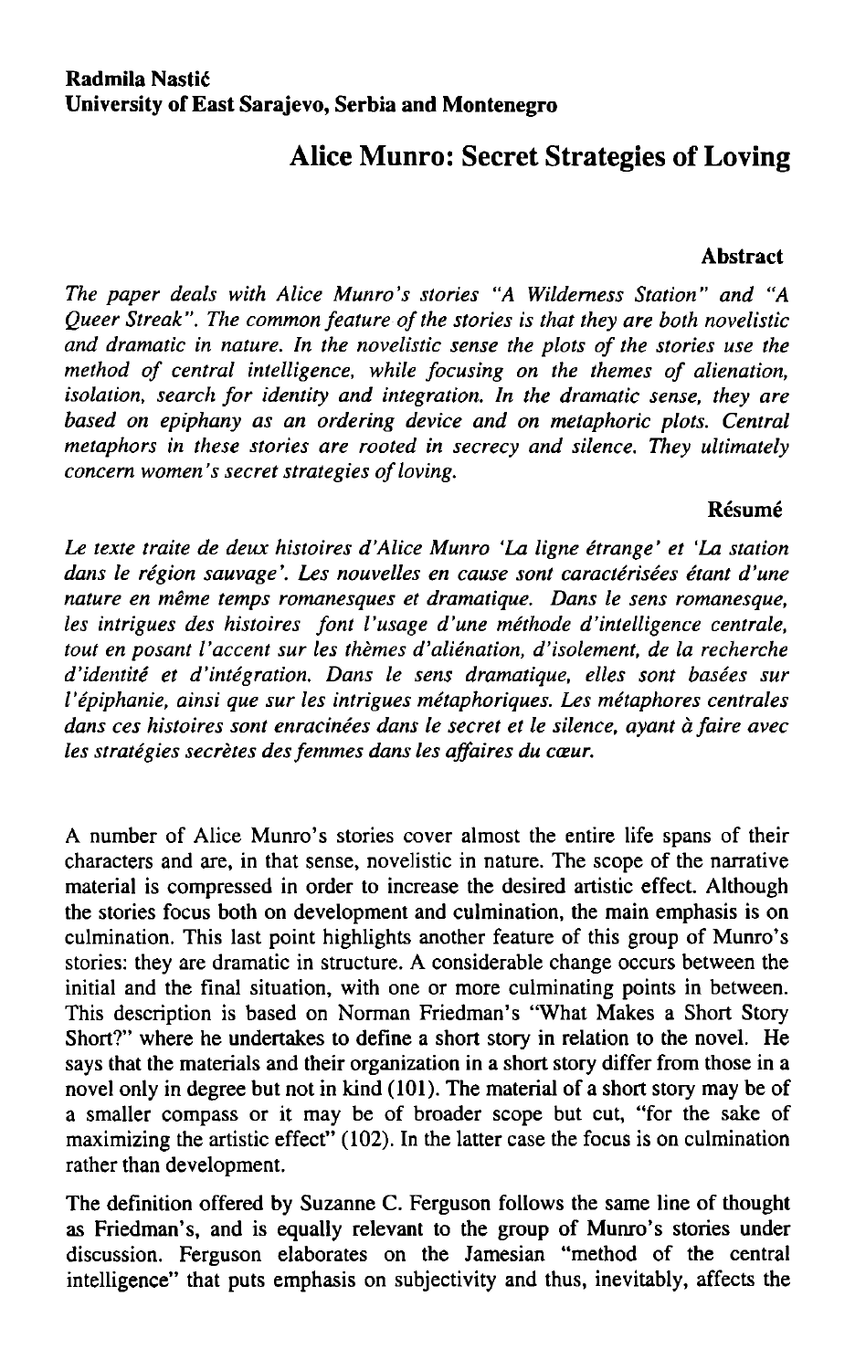**Radmila Nastić**
**University of East Sarajevo, Serbia and Montenegro**

# Alice Munro: Secret Strategies of Loving

## Abstract

*The paper deals with Alice Munro's stories "A Wilderness Station" and "A Queer Streak". The common feature of the stories is that they are both novelistic and dramatic in nature. In the novelistic sense the plots of the stories use the method of central intelligence, while focusing on the themes of alienation, isolation, search for identity and integration. In the dramatic sense, they are based on epiphany as an ordering device and on metaphoric plots. Central metaphors in these stories are rooted in secrecy and silence. They ultimately concern women's secret strategies of loving.*

## Résumé

*Le texte traite de deux histoires d'Alice Munro 'La ligne étrange' et 'La station dans le région sauvage'. Les nouvelles en cause sont caractérisées étant d'une nature en même temps romanesques et dramatique. Dans le sens romanesque, les intrigues des histoires font l'usage d'une méthode d'intelligence centrale, tout en posant l'accent sur les thèmes d'aliénation, d'isolement, de la recherche d'identité et d'intégration. Dans le sens dramatique, elles sont basées sur l'épiphanie, ainsi que sur les intrigues métaphoriques. Les métaphores centrales dans ces histoires sont enracinées dans le secret et le silence, ayant à faire avec les stratégies secrètes des femmes dans les affaires du cœur.*

A number of Alice Munro's stories cover almost the entire life spans of their characters and are, in that sense, novelistic in nature. The scope of the narrative material is compressed in order to increase the desired artistic effect. Although the stories focus both on development and culmination, the main emphasis is on culmination. This last point highlights another feature of this group of Munro's stories: they are dramatic in structure. A considerable change occurs between the initial and the final situation, with one or more culminating points in between. This description is based on Norman Friedman's "What Makes a Short Story Short?" where he undertakes to define a short story in relation to the novel. He says that the materials and their organization in a short story differ from those in a novel only in degree but not in kind (101). The material of a short story may be of a smaller compass or it may be of broader scope but cut, "for the sake of maximizing the artistic effect" (102). In the latter case the focus is on culmination rather than development.

The definition offered by Suzanne C. Ferguson follows the same line of thought as Friedman's, and is equally relevant to the group of Munro's stories under discussion. Ferguson elaborates on the Jamesian "method of the central intelligence" that puts emphasis on subjectivity and thus, inevitably, affects the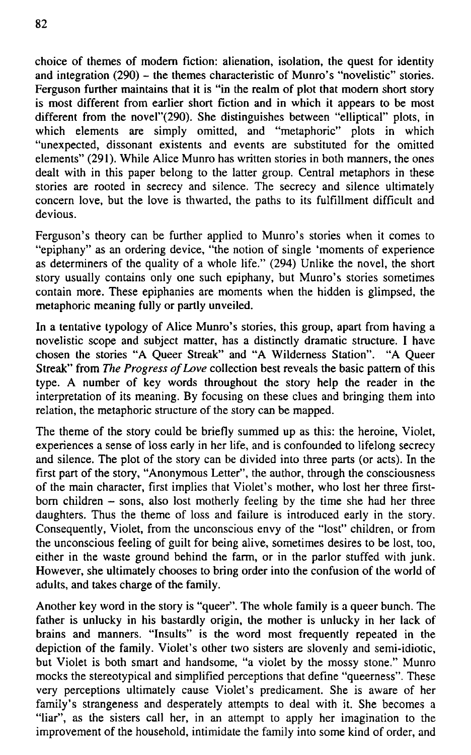choice of themes of modern fiction: alienation, isolation, the quest for identity and integration (290) – the themes characteristic of Munro's "novelistic" stories. Ferguson further maintains that it is "in the realm of plot that modern short story is most different from earlier short fiction and in which it appears to be most different from the novel"(290). She distinguishes between "elliptical" plots, in which elements are simply omitted, and "metaphoric" plots in which "unexpected, dissonant existents and events are substituted for the omitted elements" (291). While Alice Munro has written stories in both manners, the ones dealt with in this paper belong to the latter group. Central metaphors in these stories are rooted in secrecy and silence. The secrecy and silence ultimately concern love, but the love is thwarted, the paths to its fulfillment difficult and devious.

Ferguson's theory can be further applied to Munro's stories when it comes to "epiphany" as an ordering device, "the notion of single 'moments of experience as determiners of the quality of a whole life." (294) Unlike the novel, the short story usually contains only one such epiphany, but Munro's stories sometimes contain more. These epiphanies are moments when the hidden is glimpsed, the metaphoric meaning fully or partly unveiled.

In a tentative typology of Alice Munro's stories, this group, apart from having a novelistic scope and subject matter, has a distinctly dramatic structure. I have chosen the stories "A Queer Streak" and "A Wilderness Station". "A Queer Streak" from *The Progress of Love* collection best reveals the basic pattern of this type. A number of key words throughout the story help the reader in the interpretation of its meaning. By focusing on these clues and bringing them into relation, the metaphoric structure of the story can be mapped.

The theme of the story could be briefly summed up as this: the heroine, Violet, experiences a sense of loss early in her life, and is confounded to lifelong secrecy and silence. The plot of the story can be divided into three parts (or acts). In the first part of the story, "Anonymous Letter", the author, through the consciousness of the main character, first implies that Violet's mother, who lost her three first-born children – sons, also lost motherly feeling by the time she had her three daughters. Thus the theme of loss and failure is introduced early in the story. Consequently, Violet, from the unconscious envy of the "lost" children, or from the unconscious feeling of guilt for being alive, sometimes desires to be lost, too, either in the waste ground behind the farm, or in the parlor stuffed with junk. However, she ultimately chooses to bring order into the confusion of the world of adults, and takes charge of the family.

Another key word in the story is "queer". The whole family is a queer bunch. The father is unlucky in his bastardly origin, the mother is unlucky in her lack of brains and manners. "Insults" is the word most frequently repeated in the depiction of the family. Violet's other two sisters are slovenly and semi-idiotic, but Violet is both smart and handsome, "a violet by the mossy stone." Munro mocks the stereotypical and simplified perceptions that define "queerness". These very perceptions ultimately cause Violet's predicament. She is aware of her family's strangeness and desperately attempts to deal with it. She becomes a "liar", as the sisters call her, in an attempt to apply her imagination to the improvement of the household, intimidate the family into some kind of order, and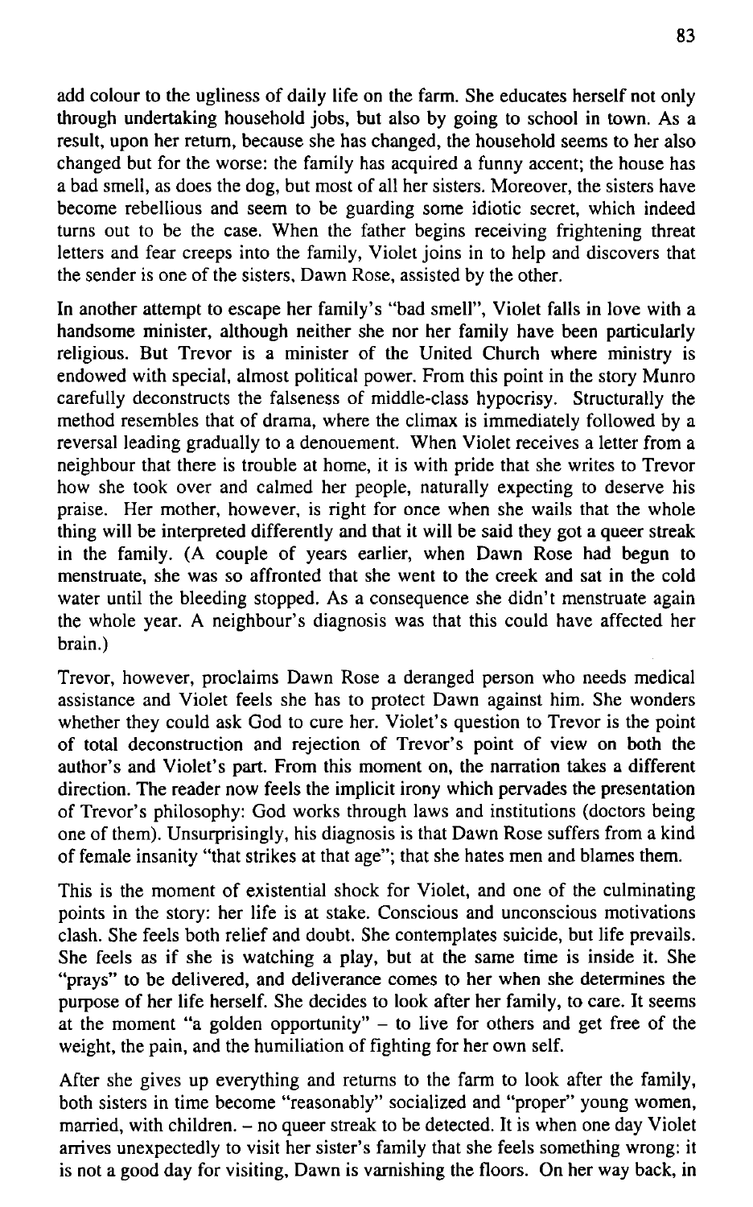add colour to the ugliness of daily life on the farm. She educates herself not only through undertaking household jobs, but also by going to school in town. As a result, upon her return, because she has changed, the household seems to her also changed but for the worse: the family has acquired a funny accent; the house has a bad smell, as does the dog, but most of all her sisters. Moreover, the sisters have become rebellious and seem to be guarding some idiotic secret, which indeed turns out to be the case. When the father begins receiving frightening threat letters and fear creeps into the family, Violet joins in to help and discovers that the sender is one of the sisters, Dawn Rose, assisted by the other.

In another attempt to escape her family's "bad smell", Violet falls in love with a handsome minister, although neither she nor her family have been particularly religious. But Trevor is a minister of the United Church where ministry is endowed with special, almost political power. From this point in the story Munro carefully deconstructs the falseness of middle-class hypocrisy. Structurally the method resembles that of drama, where the climax is immediately followed by a reversal leading gradually to a denouement. When Violet receives a letter from a neighbour that there is trouble at home, it is with pride that she writes to Trevor how she took over and calmed her people, naturally expecting to deserve his praise. Her mother, however, is right for once when she wails that the whole thing will be interpreted differently and that it will be said they got a queer streak in the family. (A couple of years earlier, when Dawn Rose had begun to menstruate, she was so affronted that she went to the creek and sat in the cold water until the bleeding stopped. As a consequence she didn't menstruate again the whole year. A neighbour's diagnosis was that this could have affected her brain.)

Trevor, however, proclaims Dawn Rose a deranged person who needs medical assistance and Violet feels she has to protect Dawn against him. She wonders whether they could ask God to cure her. Violet's question to Trevor is the point of total deconstruction and rejection of Trevor's point of view on both the author's and Violet's part. From this moment on, the narration takes a different direction. The reader now feels the implicit irony which pervades the presentation of Trevor's philosophy: God works through laws and institutions (doctors being one of them). Unsurprisingly, his diagnosis is that Dawn Rose suffers from a kind of female insanity "that strikes at that age"; that she hates men and blames them.

This is the moment of existential shock for Violet, and one of the culminating points in the story: her life is at stake. Conscious and unconscious motivations clash. She feels both relief and doubt. She contemplates suicide, but life prevails. She feels as if she is watching a play, but at the same time is inside it. She "prays" to be delivered, and deliverance comes to her when she determines the purpose of her life herself. She decides to look after her family, to care. It seems at the moment "a golden opportunity" – to live for others and get free of the weight, the pain, and the humiliation of fighting for her own self.

After she gives up everything and returns to the farm to look after the family, both sisters in time become "reasonably" socialized and "proper" young women, married, with children. – no queer streak to be detected. It is when one day Violet arrives unexpectedly to visit her sister's family that she feels something wrong: it is not a good day for visiting, Dawn is varnishing the floors. On her way back, in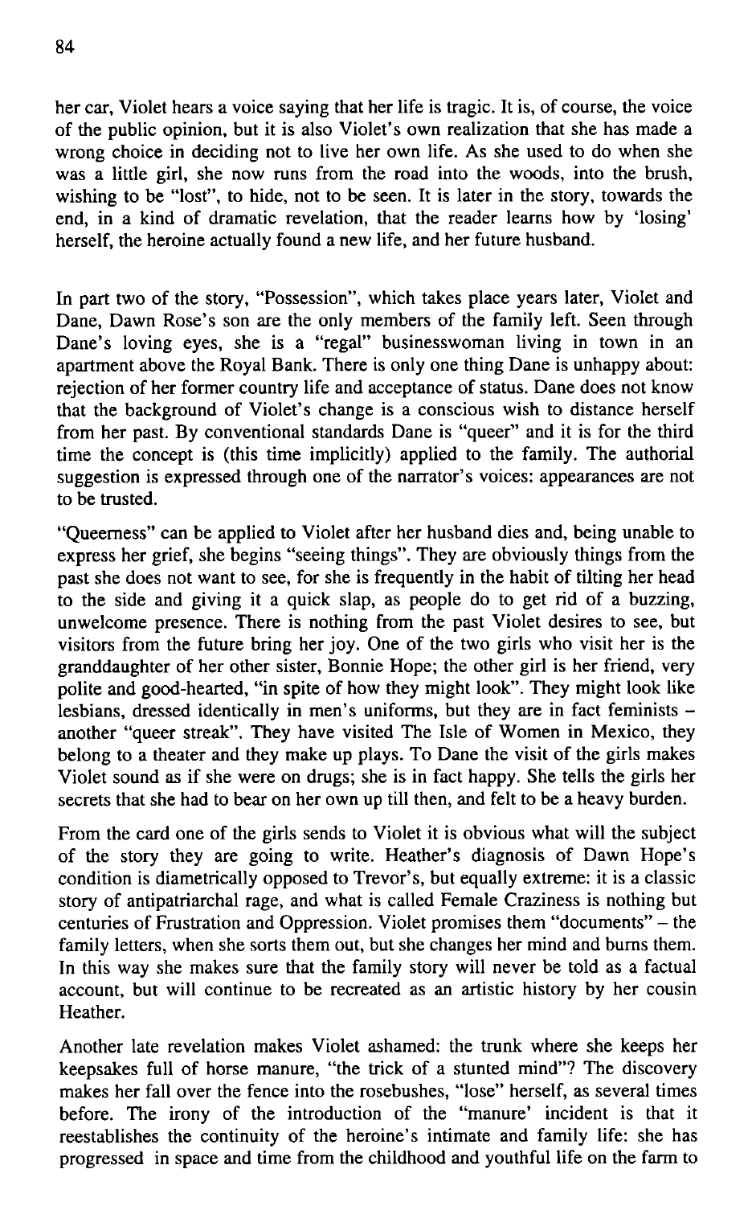her car, Violet hears a voice saying that her life is tragic. It is, of course, the voice of the public opinion, but it is also Violet's own realization that she has made a wrong choice in deciding not to live her own life. As she used to do when she was a little girl, she now runs from the road into the woods, into the brush, wishing to be "lost", to hide, not to be seen. It is later in the story, towards the end, in a kind of dramatic revelation, that the reader learns how by 'losing' herself, the heroine actually found a new life, and her future husband.

In part two of the story, "Possession", which takes place years later, Violet and Dane, Dawn Rose's son are the only members of the family left. Seen through Dane's loving eyes, she is a "regal" businesswoman living in town in an apartment above the Royal Bank. There is only one thing Dane is unhappy about: rejection of her former country life and acceptance of status. Dane does not know that the background of Violet's change is a conscious wish to distance herself from her past. By conventional standards Dane is "queer" and it is for the third time the concept is (this time implicitly) applied to the family. The authorial suggestion is expressed through one of the narrator's voices: appearances are not to be trusted.

"Queerness" can be applied to Violet after her husband dies and, being unable to express her grief, she begins "seeing things". They are obviously things from the past she does not want to see, for she is frequently in the habit of tilting her head to the side and giving it a quick slap, as people do to get rid of a buzzing, unwelcome presence. There is nothing from the past Violet desires to see, but visitors from the future bring her joy. One of the two girls who visit her is the granddaughter of her other sister, Bonnie Hope; the other girl is her friend, very polite and good-hearted, "in spite of how they might look". They might look like lesbians, dressed identically in men's uniforms, but they are in fact feminists – another "queer streak". They have visited The Isle of Women in Mexico, they belong to a theater and they make up plays. To Dane the visit of the girls makes Violet sound as if she were on drugs; she is in fact happy. She tells the girls her secrets that she had to bear on her own up till then, and felt to be a heavy burden.

From the card one of the girls sends to Violet it is obvious what will the subject of the story they are going to write. Heather's diagnosis of Dawn Hope's condition is diametrically opposed to Trevor's, but equally extreme: it is a classic story of antipatriarchal rage, and what is called Female Craziness is nothing but centuries of Frustration and Oppression. Violet promises them "documents" – the family letters, when she sorts them out, but she changes her mind and burns them. In this way she makes sure that the family story will never be told as a factual account, but will continue to be recreated as an artistic history by her cousin Heather.

Another late revelation makes Violet ashamed: the trunk where she keeps her keepsakes full of horse manure, "the trick of a stunted mind"? The discovery makes her fall over the fence into the rosebushes, "lose" herself, as several times before. The irony of the introduction of the "manure' incident is that it reestablishes the continuity of the heroine's intimate and family life: she has progressed in space and time from the childhood and youthful life on the farm to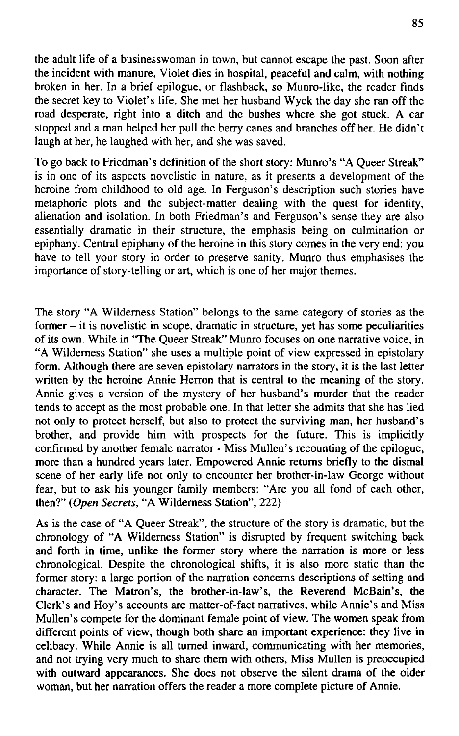the adult life of a businesswoman in town, but cannot escape the past. Soon after the incident with manure, Violet dies in hospital, peaceful and calm, with nothing broken in her. In a brief epilogue, or flashback, so Munro-like, the reader finds the secret key to Violet's life. She met her husband Wyck the day she ran off the road desperate, right into a ditch and the bushes where she got stuck. A car stopped and a man helped her pull the berry canes and branches off her. He didn't laugh at her, he laughed with her, and she was saved.

To go back to Friedman's definition of the short story: Munro's "A Queer Streak" is in one of its aspects novelistic in nature, as it presents a development of the heroine from childhood to old age. In Ferguson's description such stories have metaphoric plots and the subject-matter dealing with the quest for identity, alienation and isolation. In both Friedman's and Ferguson's sense they are also essentially dramatic in their structure, the emphasis being on culmination or epiphany. Central epiphany of the heroine in this story comes in the very end: you have to tell your story in order to preserve sanity. Munro thus emphasises the importance of story-telling or art, which is one of her major themes.

The story "A Wilderness Station" belongs to the same category of stories as the former – it is novelistic in scope, dramatic in structure, yet has some peculiarities of its own. While in "The Queer Streak" Munro focuses on one narrative voice, in "A Wilderness Station" she uses a multiple point of view expressed in epistolary form. Although there are seven epistolary narrators in the story, it is the last letter written by the heroine Annie Herron that is central to the meaning of the story. Annie gives a version of the mystery of her husband's murder that the reader tends to accept as the most probable one. In that letter she admits that she has lied not only to protect herself, but also to protect the surviving man, her husband's brother, and provide him with prospects for the future. This is implicitly confirmed by another female narrator - Miss Mullen's recounting of the epilogue, more than a hundred years later. Empowered Annie returns briefly to the dismal scene of her early life not only to encounter her brother-in-law George without fear, but to ask his younger family members: "Are you all fond of each other, then?" (*Open Secrets*, "A Wilderness Station", 222)

As is the case of "A Queer Streak", the structure of the story is dramatic, but the chronology of "A Wilderness Station" is disrupted by frequent switching back and forth in time, unlike the former story where the narration is more or less chronological. Despite the chronological shifts, it is also more static than the former story: a large portion of the narration concerns descriptions of setting and character. The Matron's, the brother-in-law's, the Reverend McBain's, the Clerk's and Hoy's accounts are matter-of-fact narratives, while Annie's and Miss Mullen's compete for the dominant female point of view. The women speak from different points of view, though both share an important experience: they live in celibacy. While Annie is all turned inward, communicating with her memories, and not trying very much to share them with others, Miss Mullen is preoccupied with outward appearances. She does not observe the silent drama of the older woman, but her narration offers the reader a more complete picture of Annie.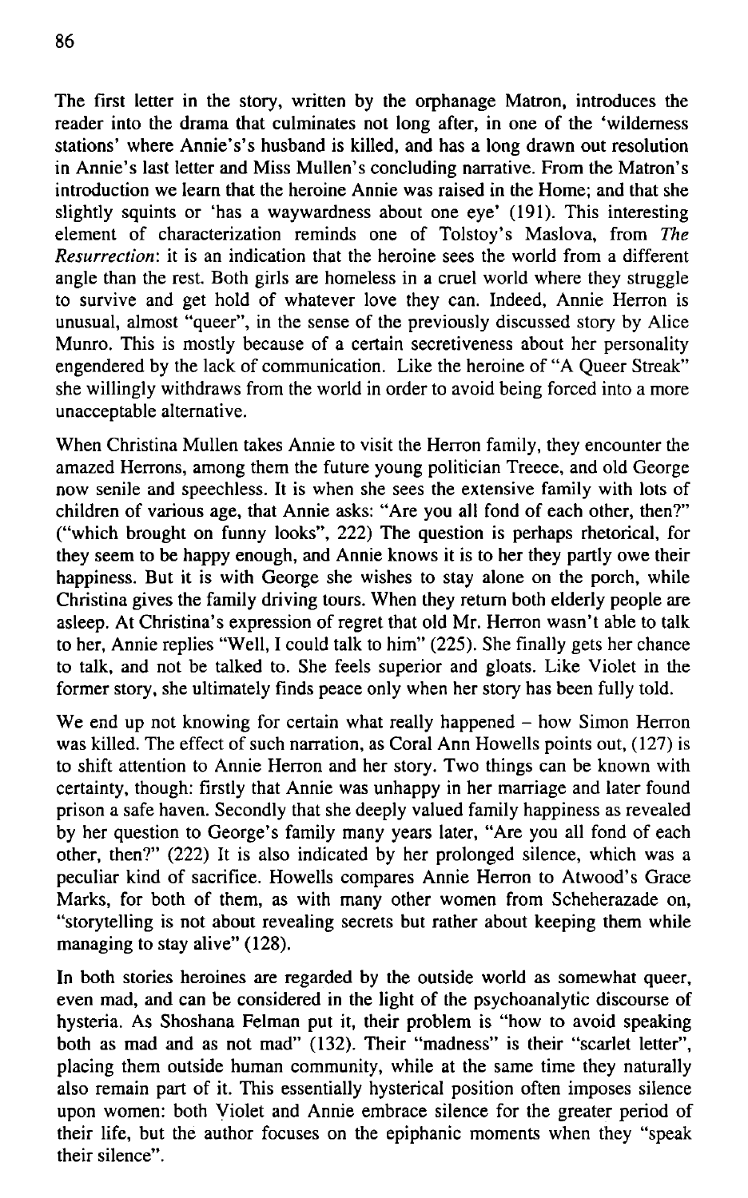The first letter in the story, written by the orphanage Matron, introduces the reader into the drama that culminates not long after, in one of the 'wilderness stations' where Annie's's husband is killed, and has a long drawn out resolution in Annie's last letter and Miss Mullen's concluding narrative. From the Matron's introduction we learn that the heroine Annie was raised in the Home; and that she slightly squints or 'has a waywardness about one eye' (191). This interesting element of characterization reminds one of Tolstoy's Maslova, from *The Resurrection*: it is an indication that the heroine sees the world from a different angle than the rest. Both girls are homeless in a cruel world where they struggle to survive and get hold of whatever love they can. Indeed, Annie Herron is unusual, almost "queer", in the sense of the previously discussed story by Alice Munro. This is mostly because of a certain secretiveness about her personality engendered by the lack of communication. Like the heroine of "A Queer Streak" she willingly withdraws from the world in order to avoid being forced into a more unacceptable alternative.

When Christina Mullen takes Annie to visit the Herron family, they encounter the amazed Herrons, among them the future young politician Treece, and old George now senile and speechless. It is when she sees the extensive family with lots of children of various age, that Annie asks: "Are you all fond of each other, then?" ("which brought on funny looks", 222) The question is perhaps rhetorical, for they seem to be happy enough, and Annie knows it is to her they partly owe their happiness. But it is with George she wishes to stay alone on the porch, while Christina gives the family driving tours. When they return both elderly people are asleep. At Christina's expression of regret that old Mr. Herron wasn't able to talk to her, Annie replies "Well, I could talk to him" (225). She finally gets her chance to talk, and not be talked to. She feels superior and gloats. Like Violet in the former story, she ultimately finds peace only when her story has been fully told.

We end up not knowing for certain what really happened – how Simon Herron was killed. The effect of such narration, as Coral Ann Howells points out, (127) is to shift attention to Annie Herron and her story. Two things can be known with certainty, though: firstly that Annie was unhappy in her marriage and later found prison a safe haven. Secondly that she deeply valued family happiness as revealed by her question to George's family many years later, "Are you all fond of each other, then?" (222) It is also indicated by her prolonged silence, which was a peculiar kind of sacrifice. Howells compares Annie Herron to Atwood's Grace Marks, for both of them, as with many other women from Scheherazade on, "storytelling is not about revealing secrets but rather about keeping them while managing to stay alive" (128).

In both stories heroines are regarded by the outside world as somewhat queer, even mad, and can be considered in the light of the psychoanalytic discourse of hysteria. As Shoshana Felman put it, their problem is "how to avoid speaking both as mad and as not mad" (132). Their "madness" is their "scarlet letter", placing them outside human community, while at the same time they naturally also remain part of it. This essentially hysterical position often imposes silence upon women: both Violet and Annie embrace silence for the greater period of their life, but the author focuses on the epiphanic moments when they "speak their silence".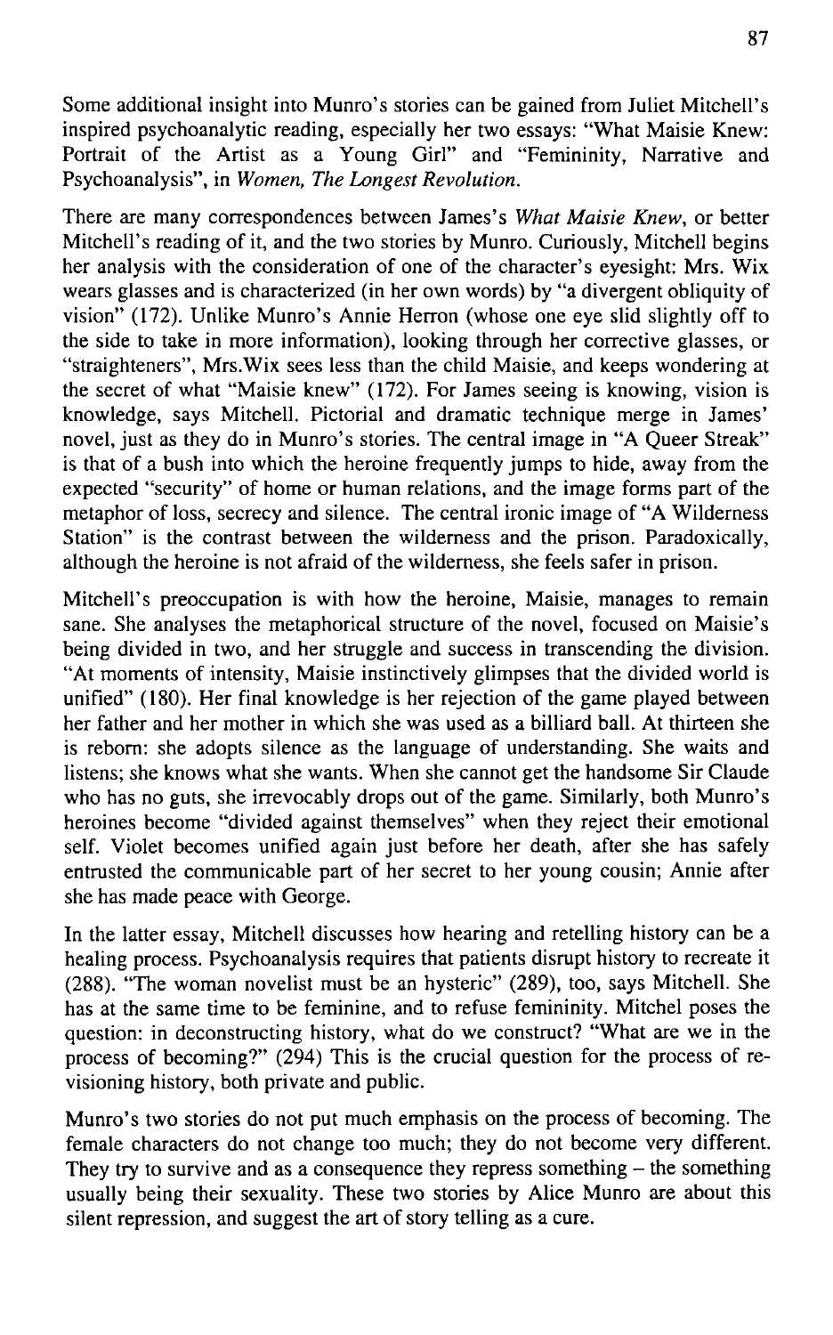Some additional insight into Munro's stories can be gained from Juliet Mitchell's inspired psychoanalytic reading, especially her two essays: "What Maisie Knew: Portrait of the Artist as a Young Girl" and "Femininity, Narrative and Psychoanalysis", in *Women, The Longest Revolution.*

There are many correspondences between James's *What Maisie Knew*, or better Mitchell's reading of it, and the two stories by Munro. Curiously, Mitchell begins her analysis with the consideration of one of the character's eyesight: Mrs. Wix wears glasses and is characterized (in her own words) by "a divergent obliquity of vision" (172). Unlike Munro's Annie Herron (whose one eye slid slightly off to the side to take in more information), looking through her corrective glasses, or "straighteners", Mrs.Wix sees less than the child Maisie, and keeps wondering at the secret of what "Maisie knew" (172). For James seeing is knowing, vision is knowledge, says Mitchell. Pictorial and dramatic technique merge in James' novel, just as they do in Munro's stories. The central image in "A Queer Streak" is that of a bush into which the heroine frequently jumps to hide, away from the expected "security" of home or human relations, and the image forms part of the metaphor of loss, secrecy and silence. The central ironic image of "A Wilderness Station" is the contrast between the wilderness and the prison. Paradoxically, although the heroine is not afraid of the wilderness, she feels safer in prison.

Mitchell's preoccupation is with how the heroine, Maisie, manages to remain sane. She analyses the metaphorical structure of the novel, focused on Maisie's being divided in two, and her struggle and success in transcending the division. "At moments of intensity, Maisie instinctively glimpses that the divided world is unified" (180). Her final knowledge is her rejection of the game played between her father and her mother in which she was used as a billiard ball. At thirteen she is reborn: she adopts silence as the language of understanding. She waits and listens; she knows what she wants. When she cannot get the handsome Sir Claude who has no guts, she irrevocably drops out of the game. Similarly, both Munro's heroines become "divided against themselves" when they reject their emotional self. Violet becomes unified again just before her death, after she has safely entrusted the communicable part of her secret to her young cousin; Annie after she has made peace with George.

In the latter essay, Mitchell discusses how hearing and retelling history can be a healing process. Psychoanalysis requires that patients disrupt history to recreate it (288). "The woman novelist must be an hysteric" (289), too, says Mitchell. She has at the same time to be feminine, and to refuse femininity. Mitchel poses the question: in deconstructing history, what do we construct? "What are we in the process of becoming?" (294) This is the crucial question for the process of re-visioning history, both private and public.

Munro's two stories do not put much emphasis on the process of becoming. The female characters do not change too much; they do not become very different. They try to survive and as a consequence they repress something – the something usually being their sexuality. These two stories by Alice Munro are about this silent repression, and suggest the art of story telling as a cure.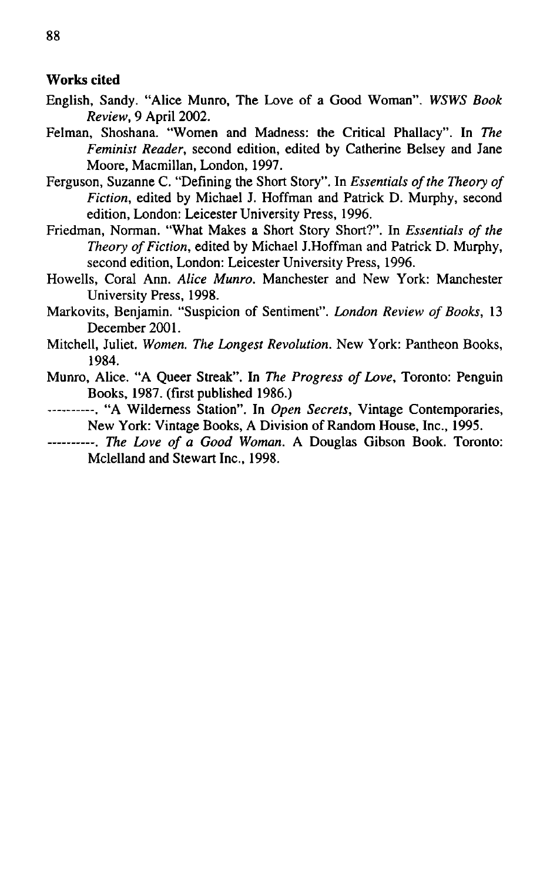**Works cited**

English, Sandy. "Alice Munro, The Love of a Good Woman". *WSWS Book Review*, 9 April 2002.

Felman, Shoshana. "Women and Madness: the Critical Phallacy". In *The Feminist Reader*, second edition, edited by Catherine Belsey and Jane Moore, Macmillan, London, 1997.

Ferguson, Suzanne C. "Defining the Short Story". In *Essentials of the Theory of Fiction*, edited by Michael J. Hoffman and Patrick D. Murphy, second edition, London: Leicester University Press, 1996.

Friedman, Norman. "What Makes a Short Story Short?". In *Essentials of the Theory of Fiction*, edited by Michael J.Hoffman and Patrick D. Murphy, second edition, London: Leicester University Press, 1996.

Howells, Coral Ann. *Alice Munro*. Manchester and New York: Manchester University Press, 1998.

Markovits, Benjamin. "Suspicion of Sentiment". *London Review of Books*, 13 December 2001.

Mitchell, Juliet. *Women. The Longest Revolution*. New York: Pantheon Books, 1984.

Munro, Alice. "A Queer Streak". In *The Progress of Love*, Toronto: Penguin Books, 1987. (first published 1986.)

----------. "A Wilderness Station". In *Open Secrets*, Vintage Contemporaries, New York: Vintage Books, A Division of Random House, Inc., 1995.

----------. *The Love of a Good Woman*. A Douglas Gibson Book. Toronto: Mclelland and Stewart Inc., 1998.